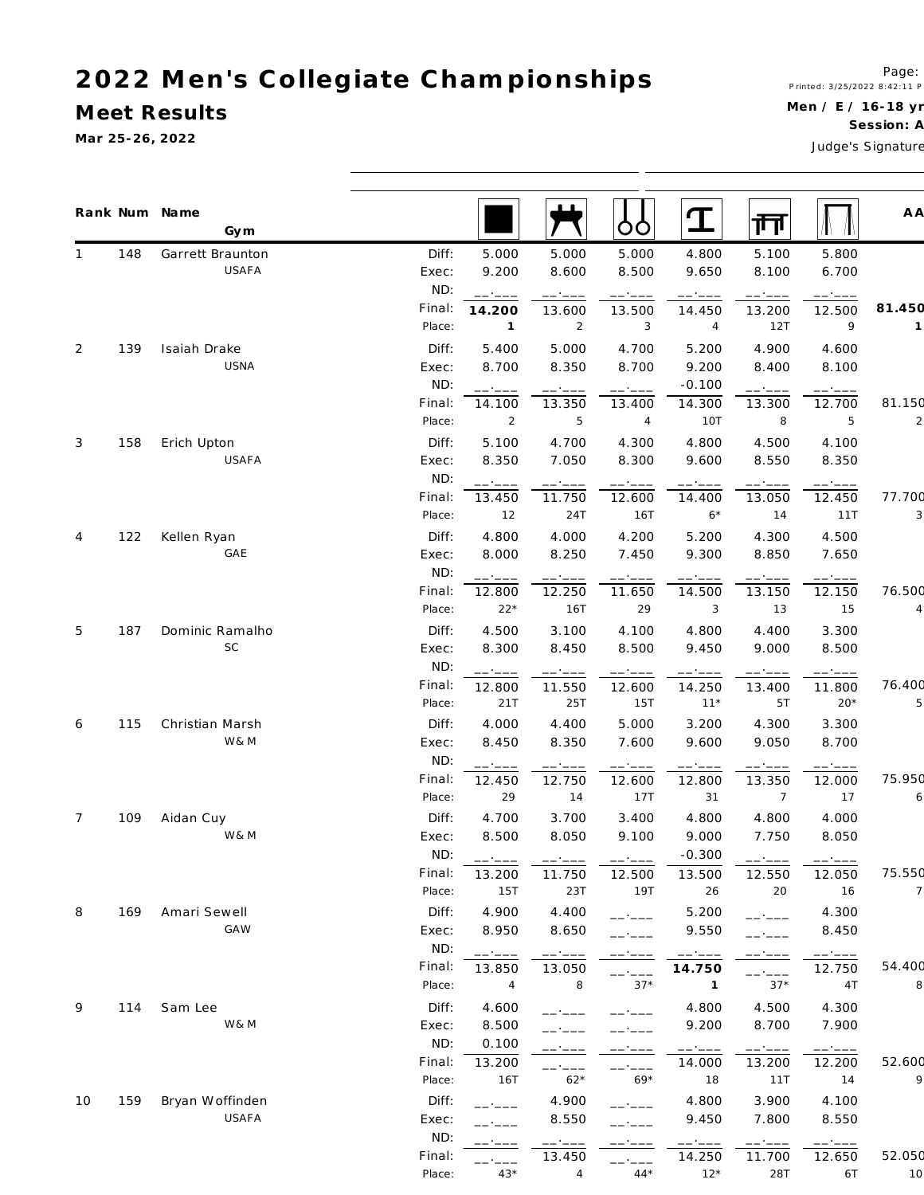# 2022 Men's Collegiate Championships

## Meet Results

Mar 25-26, 2022

Page:
Printed: 3/25/2022 8:42:11 P

**Men / E / 16-18 yr**
**Session: A**
Judge's Signature

| Rank | Num | Name / Gym | | Floor | Pommel Horse | Rings | Vault | Parallel Bars | High Bar | AA |
|---|---|---|---|---|---|---|---|---|---|---|
| 1 | 148 | Garrett Braunton | Diff: | 5.000 | 5.000 | 5.000 | 4.800 | 5.100 | 5.800 | |
| | | USAFA | Exec: | 9.200 | 8.600 | 8.500 | 9.650 | 8.100 | 6.700 | |
| | | | ND: | __.___ | __.___ | __.___ | __.___ | __.___ | __.___ | |
| | | | Final: | **14.200** | 13.600 | 13.500 | 14.450 | 13.200 | 12.500 | **81.450** |
| | | | Place: | **1** | 2 | 3 | 4 | 12T | 9 | **1** |
| 2 | 139 | Isaiah Drake | Diff: | 5.400 | 5.000 | 4.700 | 5.200 | 4.900 | 4.600 | |
| | | USNA | Exec: | 8.700 | 8.350 | 8.700 | 9.200 | 8.400 | 8.100 | |
| | | | ND: | __.___ | __.___ | __.___ | -0.100 | __.___ | __.___ | |
| | | | Final: | 14.100 | 13.350 | 13.400 | 14.300 | 13.300 | 12.700 | 81.150 |
| | | | Place: | 2 | 5 | 4 | 10T | 8 | 5 | 2 |
| 3 | 158 | Erich Upton | Diff: | 5.100 | 4.700 | 4.300 | 4.800 | 4.500 | 4.100 | |
| | | USAFA | Exec: | 8.350 | 7.050 | 8.300 | 9.600 | 8.550 | 8.350 | |
| | | | ND: | __.___ | __.___ | __.___ | __.___ | __.___ | __.___ | |
| | | | Final: | 13.450 | 11.750 | 12.600 | 14.400 | 13.050 | 12.450 | 77.700 |
| | | | Place: | 12 | 24T | 16T | 6* | 14 | 11T | 3 |
| 4 | 122 | Kellen Ryan | Diff: | 4.800 | 4.000 | 4.200 | 5.200 | 4.300 | 4.500 | |
| | | GAE | Exec: | 8.000 | 8.250 | 7.450 | 9.300 | 8.850 | 7.650 | |
| | | | ND: | __.___ | __.___ | __.___ | __.___ | __.___ | __.___ | |
| | | | Final: | 12.800 | 12.250 | 11.650 | 14.500 | 13.150 | 12.150 | 76.500 |
| | | | Place: | 22* | 16T | 29 | 3 | 13 | 15 | 4 |
| 5 | 187 | Dominic Ramalho | Diff: | 4.500 | 3.100 | 4.100 | 4.800 | 4.400 | 3.300 | |
| | | SC | Exec: | 8.300 | 8.450 | 8.500 | 9.450 | 9.000 | 8.500 | |
| | | | ND: | __.___ | __.___ | __.___ | __.___ | __.___ | __.___ | |
| | | | Final: | 12.800 | 11.550 | 12.600 | 14.250 | 13.400 | 11.800 | 76.400 |
| | | | Place: | 21T | 25T | 15T | 11* | 5T | 20* | 5 |
| 6 | 115 | Christian Marsh | Diff: | 4.000 | 4.400 | 5.000 | 3.200 | 4.300 | 3.300 | |
| | | W& M | Exec: | 8.450 | 8.350 | 7.600 | 9.600 | 9.050 | 8.700 | |
| | | | ND: | __.___ | __.___ | __.___ | __.___ | __.___ | __.___ | |
| | | | Final: | 12.450 | 12.750 | 12.600 | 12.800 | 13.350 | 12.000 | 75.950 |
| | | | Place: | 29 | 14 | 17T | 31 | 7 | 17 | 6 |
| 7 | 109 | Aidan Cuy | Diff: | 4.700 | 3.700 | 3.400 | 4.800 | 4.800 | 4.000 | |
| | | W& M | Exec: | 8.500 | 8.050 | 9.100 | 9.000 | 7.750 | 8.050 | |
| | | | ND: | __.___ | __.___ | __.___ | -0.300 | __.___ | __.___ | |
| | | | Final: | 13.200 | 11.750 | 12.500 | 13.500 | 12.550 | 12.050 | 75.550 |
| | | | Place: | 15T | 23T | 19T | 26 | 20 | 16 | 7 |
| 8 | 169 | Amari Sewell | Diff: | 4.900 | 4.400 | __.___ | 5.200 | __.___ | 4.300 | |
| | | GAW | Exec: | 8.950 | 8.650 | __.___ | 9.550 | __.___ | 8.450 | |
| | | | ND: | __.___ | __.___ | __.___ | __.___ | __.___ | __.___ | |
| | | | Final: | 13.850 | 13.050 | __.___ | **14.750** | __.___ | 12.750 | 54.400 |
| | | | Place: | 4 | 8 | 37* | **1** | 37* | 4T | 8 |
| 9 | 114 | Sam Lee | Diff: | 4.600 | __.___ | __.___ | 4.800 | 4.500 | 4.300 | |
| | | W& M | Exec: | 8.500 | __.___ | __.___ | 9.200 | 8.700 | 7.900 | |
| | | | ND: | 0.100 | __.___ | __.___ | __.___ | __.___ | __.___ | |
| | | | Final: | 13.200 | __.___ | __.___ | 14.000 | 13.200 | 12.200 | 52.600 |
| | | | Place: | 16T | 62* | 69* | 18 | 11T | 14 | 9 |
| 10 | 159 | Bryan Woffinden | Diff: | __.___ | 4.900 | __.___ | 4.800 | 3.900 | 4.100 | |
| | | USAFA | Exec: | __.___ | 8.550 | __.___ | 9.450 | 7.800 | 8.550 | |
| | | | ND: | __.___ | __.___ | __.___ | __.___ | __.___ | __.___ | |
| | | | Final: | __.___ | 13.450 | __.___ | 14.250 | 11.700 | 12.650 | 52.050 |
| | | | Place: | 43* | 4 | 44* | 12* | 28T | 6T | 10 |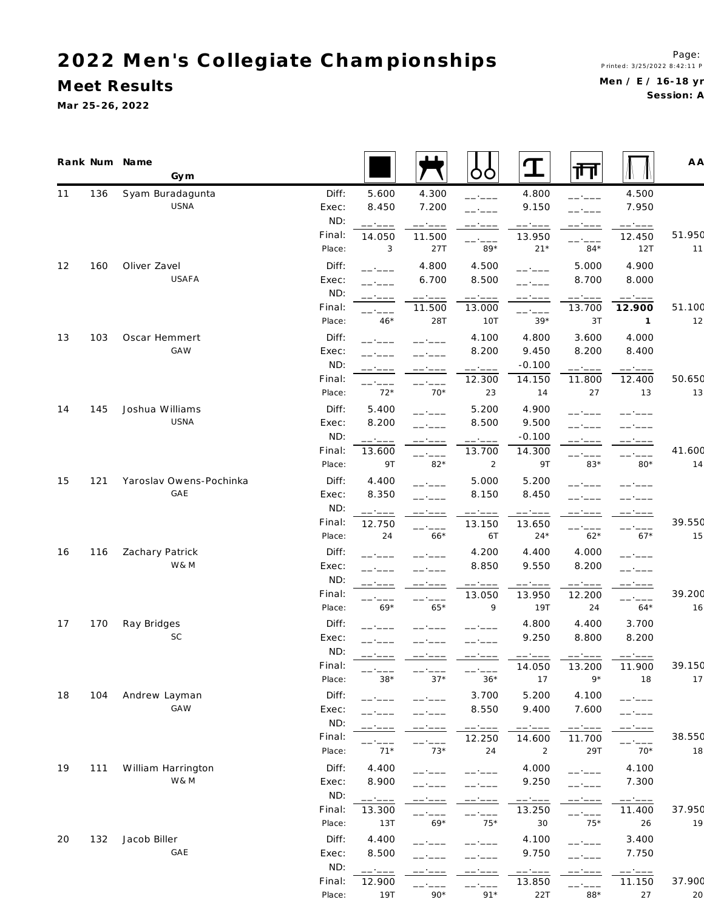# 2022 Men's Collegiate Championships

## Meet Results

Mar 25-26, 2022

Men / E / 16-18 yr
Session: A

| Rank | Num | Name / Gym | | Floor | Pommel Horse | Rings | Vault | Parallel Bars | High Bar | AA |
|---|---|---|---|---|---|---|---|---|---|---|
| 11 | 136 | Syam Buradagunta | Diff: | 5.600 | 4.300 | __.___ | 4.800 | __.___ | 4.500 | |
| | | USNA | Exec: | 8.450 | 7.200 | __.___ | 9.150 | __.___ | 7.950 | |
| | | | ND: | __.___ | __.___ | __.___ | __.___ | __.___ | __.___ | |
| | | | Final: | 14.050 | 11.500 | __.___ | 13.950 | __.___ | 12.450 | 51.950 |
| | | | Place: | 3 | 27T | 89* | 21* | 84* | 12T | 11 |
| 12 | 160 | Oliver Zavel | Diff: | __.___ | 4.800 | 4.500 | __.___ | 5.000 | 4.900 | |
| | | USAFA | Exec: | __.___ | 6.700 | 8.500 | __.___ | 8.700 | 8.000 | |
| | | | ND: | __.___ | __.___ | __.___ | __.___ | __.___ | __.___ | |
| | | | Final: | __.___ | 11.500 | 13.000 | __.___ | 13.700 | **12.900** | 51.100 |
| | | | Place: | 46* | 28T | 10T | 39* | 3T | 1 | 12 |
| 13 | 103 | Oscar Hemmert | Diff: | __.___ | __.___ | 4.100 | 4.800 | 3.600 | 4.000 | |
| | | GAW | Exec: | __.___ | __.___ | 8.200 | 9.450 | 8.200 | 8.400 | |
| | | | ND: | __.___ | __.___ | __.___ | -0.100 | __.___ | __.___ | |
| | | | Final: | __.___ | __.___ | 12.300 | 14.150 | 11.800 | 12.400 | 50.650 |
| | | | Place: | 72* | 70* | 23 | 14 | 27 | 13 | 13 |
| 14 | 145 | Joshua Williams | Diff: | 5.400 | __.___ | 5.200 | 4.900 | __.___ | __.___ | |
| | | USNA | Exec: | 8.200 | __.___ | 8.500 | 9.500 | __.___ | __.___ | |
| | | | ND: | __.___ | __.___ | __.___ | -0.100 | __.___ | __.___ | |
| | | | Final: | 13.600 | __.___ | 13.700 | 14.300 | __.___ | __.___ | 41.600 |
| | | | Place: | 9T | 82* | 2 | 9T | 83* | 80* | 14 |
| 15 | 121 | Yaroslav Owens-Pochinka | Diff: | 4.400 | __.___ | 5.000 | 5.200 | __.___ | __.___ | |
| | | GAE | Exec: | 8.350 | __.___ | 8.150 | 8.450 | __.___ | __.___ | |
| | | | ND: | __.___ | __.___ | __.___ | __.___ | __.___ | __.___ | |
| | | | Final: | 12.750 | __.___ | 13.150 | 13.650 | __.___ | __.___ | 39.550 |
| | | | Place: | 24 | 66* | 6T | 24* | 62* | 67* | 15 |
| 16 | 116 | Zachary Patrick | Diff: | __.___ | __.___ | 4.200 | 4.400 | 4.000 | __.___ | |
| | | W& M | Exec: | __.___ | __.___ | 8.850 | 9.550 | 8.200 | __.___ | |
| | | | ND: | __.___ | __.___ | __.___ | __.___ | __.___ | __.___ | |
| | | | Final: | __.___ | __.___ | 13.050 | 13.950 | 12.200 | __.___ | 39.200 |
| | | | Place: | 69* | 65* | 9 | 19T | 24 | 64* | 16 |
| 17 | 170 | Ray Bridges | Diff: | __.___ | __.___ | __.___ | 4.800 | 4.400 | 3.700 | |
| | | SC | Exec: | __.___ | __.___ | __.___ | 9.250 | 8.800 | 8.200 | |
| | | | ND: | __.___ | __.___ | __.___ | __.___ | __.___ | __.___ | |
| | | | Final: | __.___ | __.___ | __.___ | 14.050 | 13.200 | 11.900 | 39.150 |
| | | | Place: | 38* | 37* | 36* | 17 | 9* | 18 | 17 |
| 18 | 104 | Andrew Layman | Diff: | __.___ | __.___ | 3.700 | 5.200 | 4.100 | __.___ | |
| | | GAW | Exec: | __.___ | __.___ | 8.550 | 9.400 | 7.600 | __.___ | |
| | | | ND: | __.___ | __.___ | __.___ | __.___ | __.___ | __.___ | |
| | | | Final: | __.___ | __.___ | 12.250 | 14.600 | 11.700 | __.___ | 38.550 |
| | | | Place: | 71* | 73* | 24 | 2 | 29T | 70* | 18 |
| 19 | 111 | William Harrington | Diff: | 4.400 | __.___ | __.___ | 4.000 | __.___ | 4.100 | |
| | | W& M | Exec: | 8.900 | __.___ | __.___ | 9.250 | __.___ | 7.300 | |
| | | | ND: | __.___ | __.___ | __.___ | __.___ | __.___ | __.___ | |
| | | | Final: | 13.300 | __.___ | __.___ | 13.250 | __.___ | 11.400 | 37.950 |
| | | | Place: | 13T | 69* | 75* | 30 | 75* | 26 | 19 |
| 20 | 132 | Jacob Biller | Diff: | 4.400 | __.___ | __.___ | 4.100 | __.___ | 3.400 | |
| | | GAE | Exec: | 8.500 | __.___ | __.___ | 9.750 | __.___ | 7.750 | |
| | | | ND: | __.___ | __.___ | __.___ | __.___ | __.___ | __.___ | |
| | | | Final: | 12.900 | __.___ | __.___ | 13.850 | __.___ | 11.150 | 37.900 |
| | | | Place: | 19T | 90* | 91* | 22T | 88* | 27 | 20 |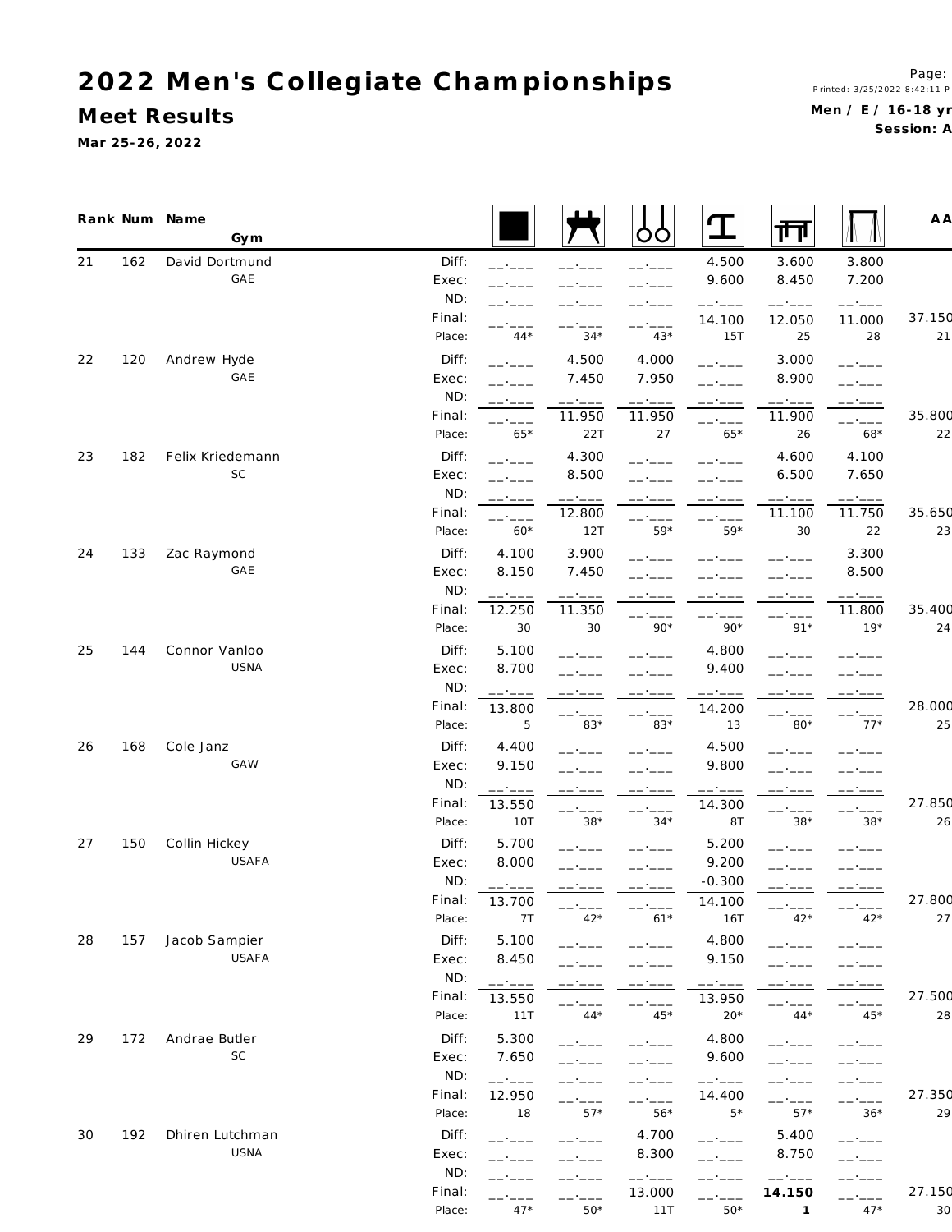# 2022 Men's Collegiate Championships

## Meet Results

Mar 25-26, 2022

Men / E / 16-18 yr
Session: A

| Rank | Num | Name / Gym | | Floor | Pommel Horse | Rings | Vault | Parallel Bars | High Bar | AA |
|---|---|---|---|---|---|---|---|---|---|---|
| 21 | 162 | David Dortmund | Diff: | __.___ | __.___ | __.___ | 4.500 | 3.600 | 3.800 | |
| | | GAE | Exec: | __.___ | __.___ | __.___ | 9.600 | 8.450 | 7.200 | |
| | | | ND: | __.___ | __.___ | __.___ | __.___ | __.___ | __.___ | |
| | | | Final: | __.___ | __.___ | __.___ | 14.100 | 12.050 | 11.000 | 37.150 |
| | | | Place: | 44* | 34* | 43* | 15T | 25 | 28 | 21 |
| 22 | 120 | Andrew Hyde | Diff: | __.___ | 4.500 | 4.000 | __.___ | 3.000 | __.___ | |
| | | GAE | Exec: | __.___ | 7.450 | 7.950 | __.___ | 8.900 | __.___ | |
| | | | ND: | __.___ | __.___ | __.___ | __.___ | __.___ | __.___ | |
| | | | Final: | __.___ | 11.950 | 11.950 | __.___ | 11.900 | __.___ | 35.800 |
| | | | Place: | 65* | 22T | 27 | 65* | 26 | 68* | 22 |
| 23 | 182 | Felix Kriedemann | Diff: | __.___ | 4.300 | __.___ | __.___ | 4.600 | 4.100 | |
| | | SC | Exec: | __.___ | 8.500 | __.___ | __.___ | 6.500 | 7.650 | |
| | | | ND: | __.___ | __.___ | __.___ | __.___ | __.___ | __.___ | |
| | | | Final: | __.___ | 12.800 | __.___ | __.___ | 11.100 | 11.750 | 35.650 |
| | | | Place: | 60* | 12T | 59* | 59* | 30 | 22 | 23 |
| 24 | 133 | Zac Raymond | Diff: | 4.100 | 3.900 | __.___ | __.___ | __.___ | 3.300 | |
| | | GAE | Exec: | 8.150 | 7.450 | __.___ | __.___ | __.___ | 8.500 | |
| | | | ND: | __.___ | __.___ | __.___ | __.___ | __.___ | __.___ | |
| | | | Final: | 12.250 | 11.350 | __.___ | __.___ | __.___ | 11.800 | 35.400 |
| | | | Place: | 30 | 30 | 90* | 90* | 91* | 19* | 24 |
| 25 | 144 | Connor Vanloo | Diff: | 5.100 | __.___ | __.___ | 4.800 | __.___ | __.___ | |
| | | USNA | Exec: | 8.700 | __.___ | __.___ | 9.400 | __.___ | __.___ | |
| | | | ND: | __.___ | __.___ | __.___ | __.___ | __.___ | __.___ | |
| | | | Final: | 13.800 | __.___ | __.___ | 14.200 | __.___ | __.___ | 28.000 |
| | | | Place: | 5 | 83* | 83* | 13 | 80* | 77* | 25 |
| 26 | 168 | Cole Janz | Diff: | 4.400 | __.___ | __.___ | 4.500 | __.___ | __.___ | |
| | | GAW | Exec: | 9.150 | __.___ | __.___ | 9.800 | __.___ | __.___ | |
| | | | ND: | __.___ | __.___ | __.___ | __.___ | __.___ | __.___ | |
| | | | Final: | 13.550 | __.___ | __.___ | 14.300 | __.___ | __.___ | 27.850 |
| | | | Place: | 10T | 38* | 34* | 8T | 38* | 38* | 26 |
| 27 | 150 | Collin Hickey | Diff: | 5.700 | __.___ | __.___ | 5.200 | __.___ | __.___ | |
| | | USAFA | Exec: | 8.000 | __.___ | __.___ | 9.200 | __.___ | __.___ | |
| | | | ND: | __.___ | __.___ | __.___ | -0.300 | __.___ | __.___ | |
| | | | Final: | 13.700 | __.___ | __.___ | 14.100 | __.___ | __.___ | 27.800 |
| | | | Place: | 7T | 42* | 61* | 16T | 42* | 42* | 27 |
| 28 | 157 | Jacob Sampier | Diff: | 5.100 | __.___ | __.___ | 4.800 | __.___ | __.___ | |
| | | USAFA | Exec: | 8.450 | __.___ | __.___ | 9.150 | __.___ | __.___ | |
| | | | ND: | __.___ | __.___ | __.___ | __.___ | __.___ | __.___ | |
| | | | Final: | 13.550 | __.___ | __.___ | 13.950 | __.___ | __.___ | 27.500 |
| | | | Place: | 11T | 44* | 45* | 20* | 44* | 45* | 28 |
| 29 | 172 | Andrae Butler | Diff: | 5.300 | __.___ | __.___ | 4.800 | __.___ | __.___ | |
| | | SC | Exec: | 7.650 | __.___ | __.___ | 9.600 | __.___ | __.___ | |
| | | | ND: | __.___ | __.___ | __.___ | __.___ | __.___ | __.___ | |
| | | | Final: | 12.950 | __.___ | __.___ | 14.400 | __.___ | __.___ | 27.350 |
| | | | Place: | 18 | 57* | 56* | 5* | 57* | 36* | 29 |
| 30 | 192 | Dhiren Lutchman | Diff: | __.___ | __.___ | 4.700 | __.___ | 5.400 | __.___ | |
| | | USNA | Exec: | __.___ | __.___ | 8.300 | __.___ | 8.750 | __.___ | |
| | | | ND: | __.___ | __.___ | __.___ | __.___ | __.___ | __.___ | |
| | | | Final: | __.___ | __.___ | 13.000 | __.___ | **14.150** | __.___ | 27.150 |
| | | | Place: | 47* | 50* | 11T | 50* | 1 | 47* | 30 |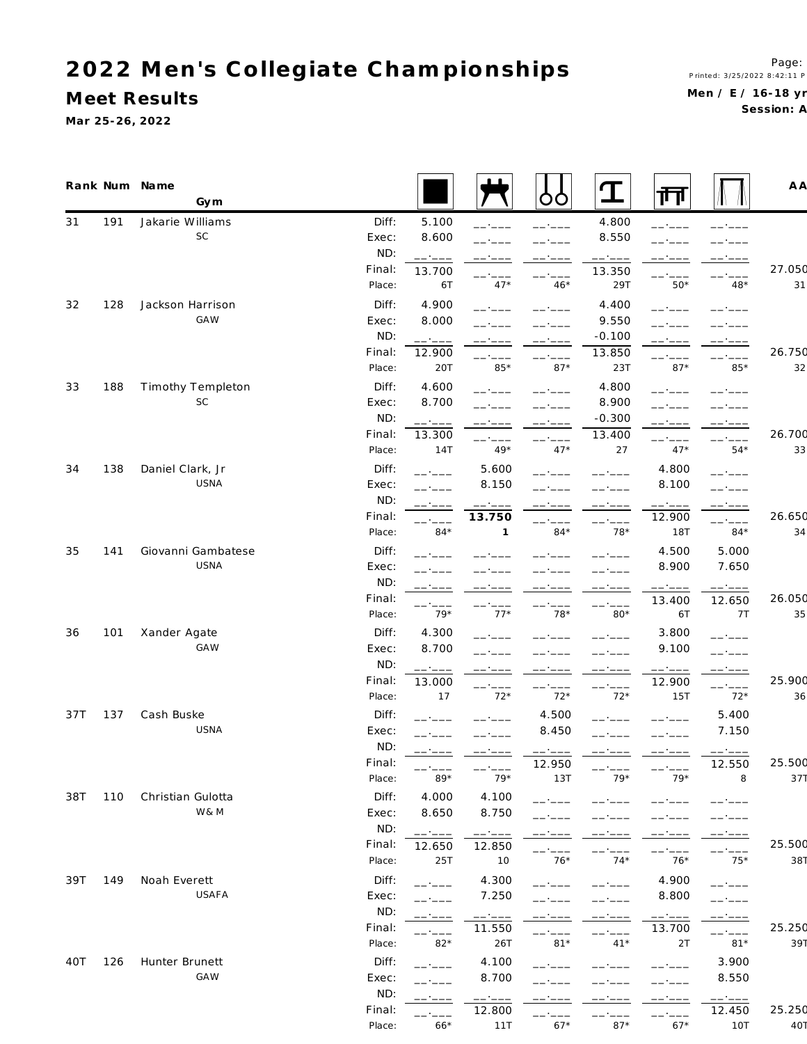# 2022 Men's Collegiate Championships

## Meet Results

Mar 25-26, 2022

Men / E / 16-18 yr
Session: A

| Rank | Num | Name / Gym | | Floor | Pommel Horse | Rings | Vault | Parallel Bars | High Bar | AA |
|---|---|---|---|---|---|---|---|---|---|---|
| 31 | 191 | Jakarie Williams | Diff: | 5.100 | __.___ | __.___ | 4.800 | __.___ | __.___ | |
| | | SC | Exec: | 8.600 | __.___ | __.___ | 8.550 | __.___ | __.___ | |
| | | | ND: | __.___ | __.___ | __.___ | __.___ | __.___ | __.___ | |
| | | | Final: | 13.700 | __.___ | __.___ | 13.350 | __.___ | __.___ | 27.050 |
| | | | Place: | 6T | 47* | 46* | 29T | 50* | 48* | 31 |
| 32 | 128 | Jackson Harrison | Diff: | 4.900 | __.___ | __.___ | 4.400 | __.___ | __.___ | |
| | | GAW | Exec: | 8.000 | __.___ | __.___ | 9.550 | __.___ | __.___ | |
| | | | ND: | __.___ | __.___ | __.___ | -0.100 | __.___ | __.___ | |
| | | | Final: | 12.900 | __.___ | __.___ | 13.850 | __.___ | __.___ | 26.750 |
| | | | Place: | 20T | 85* | 87* | 23T | 87* | 85* | 32 |
| 33 | 188 | Timothy Templeton | Diff: | 4.600 | __.___ | __.___ | 4.800 | __.___ | __.___ | |
| | | SC | Exec: | 8.700 | __.___ | __.___ | 8.900 | __.___ | __.___ | |
| | | | ND: | __.___ | __.___ | __.___ | -0.300 | __.___ | __.___ | |
| | | | Final: | 13.300 | __.___ | __.___ | 13.400 | __.___ | __.___ | 26.700 |
| | | | Place: | 14T | 49* | 47* | 27 | 47* | 54* | 33 |
| 34 | 138 | Daniel Clark, Jr | Diff: | __.___ | 5.600 | __.___ | __.___ | 4.800 | __.___ | |
| | | USNA | Exec: | __.___ | 8.150 | __.___ | __.___ | 8.100 | __.___ | |
| | | | ND: | __.___ | __.___ | __.___ | __.___ | __.___ | __.___ | |
| | | | Final: | __.___ | **13.750** | __.___ | __.___ | 12.900 | __.___ | 26.650 |
| | | | Place: | 84* | **1** | 84* | 78* | 18T | 84* | 34 |
| 35 | 141 | Giovanni Gambatese | Diff: | __.___ | __.___ | __.___ | __.___ | 4.500 | 5.000 | |
| | | USNA | Exec: | __.___ | __.___ | __.___ | __.___ | 8.900 | 7.650 | |
| | | | ND: | __.___ | __.___ | __.___ | __.___ | __.___ | __.___ | |
| | | | Final: | __.___ | __.___ | __.___ | __.___ | 13.400 | 12.650 | 26.050 |
| | | | Place: | 79* | 77* | 78* | 80* | 6T | 7T | 35 |
| 36 | 101 | Xander Agate | Diff: | 4.300 | __.___ | __.___ | __.___ | 3.800 | __.___ | |
| | | GAW | Exec: | 8.700 | __.___ | __.___ | __.___ | 9.100 | __.___ | |
| | | | ND: | __.___ | __.___ | __.___ | __.___ | __.___ | __.___ | |
| | | | Final: | 13.000 | __.___ | __.___ | __.___ | 12.900 | __.___ | 25.900 |
| | | | Place: | 17 | 72* | 72* | 72* | 15T | 72* | 36 |
| 37T | 137 | Cash Buske | Diff: | __.___ | __.___ | 4.500 | __.___ | __.___ | 5.400 | |
| | | USNA | Exec: | __.___ | __.___ | 8.450 | __.___ | __.___ | 7.150 | |
| | | | ND: | __.___ | __.___ | __.___ | __.___ | __.___ | __.___ | |
| | | | Final: | __.___ | __.___ | 12.950 | __.___ | __.___ | 12.550 | 25.500 |
| | | | Place: | 89* | 79* | 13T | 79* | 79* | 8 | 37T |
| 38T | 110 | Christian Gulotta | Diff: | 4.000 | 4.100 | __.___ | __.___ | __.___ | __.___ | |
| | | W& M | Exec: | 8.650 | 8.750 | __.___ | __.___ | __.___ | __.___ | |
| | | | ND: | __.___ | __.___ | __.___ | __.___ | __.___ | __.___ | |
| | | | Final: | 12.650 | 12.850 | __.___ | __.___ | __.___ | __.___ | 25.500 |
| | | | Place: | 25T | 10 | 76* | 74* | 76* | 75* | 38T |
| 39T | 149 | Noah Everett | Diff: | __.___ | 4.300 | __.___ | __.___ | 4.900 | __.___ | |
| | | USAFA | Exec: | __.___ | 7.250 | __.___ | __.___ | 8.800 | __.___ | |
| | | | ND: | __.___ | __.___ | __.___ | __.___ | __.___ | __.___ | |
| | | | Final: | __.___ | 11.550 | __.___ | __.___ | 13.700 | __.___ | 25.250 |
| | | | Place: | 82* | 26T | 81* | 41* | 2T | 81* | 39T |
| 40T | 126 | Hunter Brunett | Diff: | __.___ | 4.100 | __.___ | __.___ | __.___ | 3.900 | |
| | | GAW | Exec: | __.___ | 8.700 | __.___ | __.___ | __.___ | 8.550 | |
| | | | ND: | __.___ | __.___ | __.___ | __.___ | __.___ | __.___ | |
| | | | Final: | __.___ | 12.800 | __.___ | __.___ | __.___ | 12.450 | 25.250 |
| | | | Place: | 66* | 11T | 67* | 87* | 67* | 10T | 40T |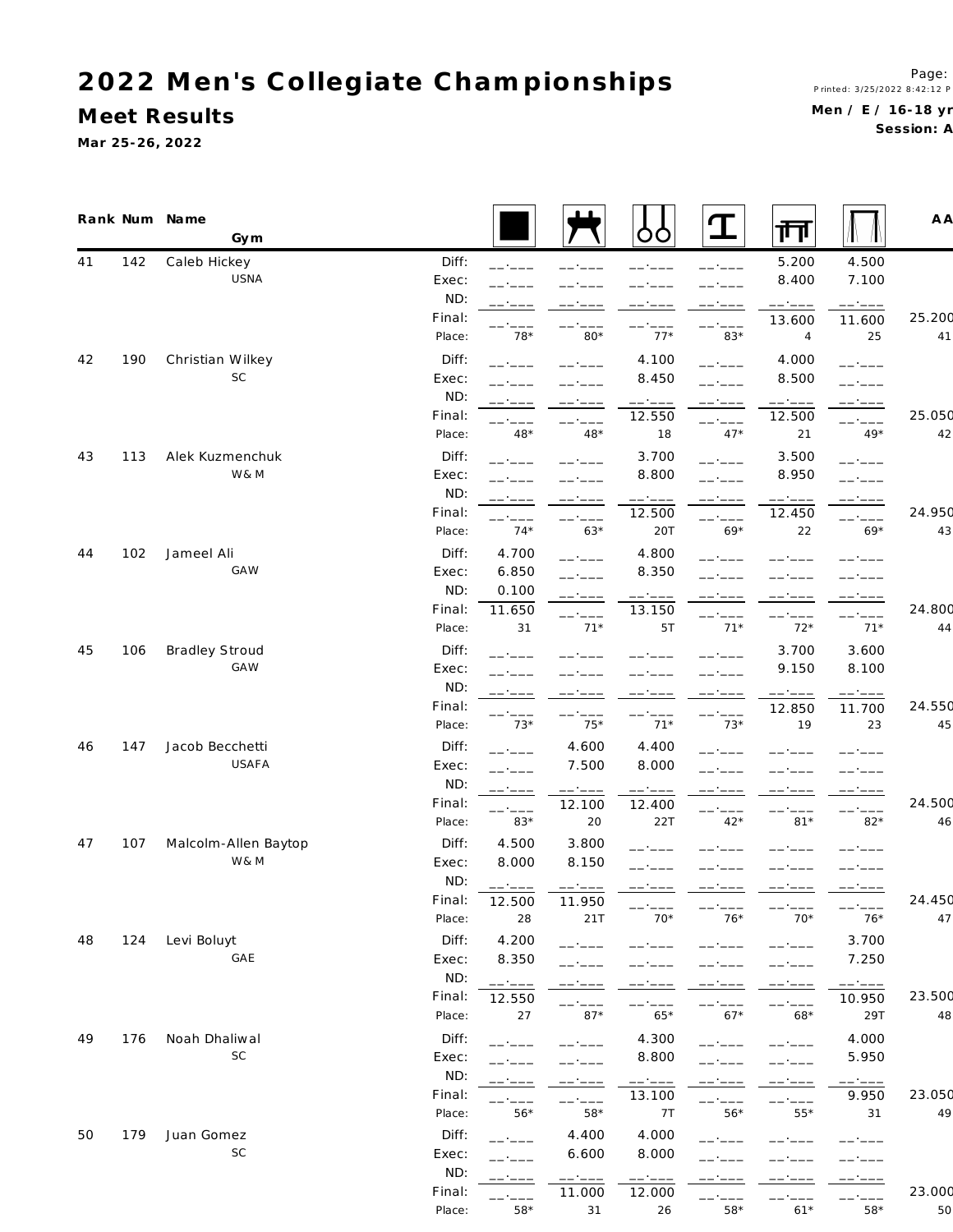# 2022 Men's Collegiate Championships

## Meet Results

Mar 25-26, 2022

Men / E / 16-18 yr
Session: A

| Rank | Num | Name / Gym | | Floor | Pommel Horse | Rings | Vault | Parallel Bars | High Bar | AA |
|---|---|---|---|---|---|---|---|---|---|---|
| 41 | 142 | Caleb Hickey | Diff: | __.___ | __.___ | __.___ | __.___ | 5.200 | 4.500 | |
| | | USNA | Exec: | __.___ | __.___ | __.___ | __.___ | 8.400 | 7.100 | |
| | | | ND: | __.___ | __.___ | __.___ | __.___ | __.___ | __.___ | |
| | | | Final: | __.___ | __.___ | __.___ | __.___ | 13.600 | 11.600 | 25.200 |
| | | | Place: | 78* | 80* | 77* | 83* | 4 | 25 | 41 |
| 42 | 190 | Christian Wilkey | Diff: | __.___ | __.___ | 4.100 | __.___ | 4.000 | __.___ | |
| | | SC | Exec: | __.___ | __.___ | 8.450 | __.___ | 8.500 | __.___ | |
| | | | ND: | __.___ | __.___ | __.___ | __.___ | __.___ | __.___ | |
| | | | Final: | __.___ | __.___ | 12.550 | __.___ | 12.500 | __.___ | 25.050 |
| | | | Place: | 48* | 48* | 18 | 47* | 21 | 49* | 42 |
| 43 | 113 | Alek Kuzmenchuk | Diff: | __.___ | __.___ | 3.700 | __.___ | 3.500 | __.___ | |
| | | W&M | Exec: | __.___ | __.___ | 8.800 | __.___ | 8.950 | __.___ | |
| | | | ND: | __.___ | __.___ | __.___ | __.___ | __.___ | __.___ | |
| | | | Final: | __.___ | __.___ | 12.500 | __.___ | 12.450 | __.___ | 24.950 |
| | | | Place: | 74* | 63* | 20T | 69* | 22 | 69* | 43 |
| 44 | 102 | Jameel Ali | Diff: | 4.700 | __.___ | 4.800 | __.___ | __.___ | __.___ | |
| | | GAW | Exec: | 6.850 | __.___ | 8.350 | __.___ | __.___ | __.___ | |
| | | | ND: | 0.100 | __.___ | __.___ | __.___ | __.___ | __.___ | |
| | | | Final: | 11.650 | __.___ | 13.150 | __.___ | __.___ | __.___ | 24.800 |
| | | | Place: | 31 | 71* | 5T | 71* | 72* | 71* | 44 |
| 45 | 106 | Bradley Stroud | Diff: | __.___ | __.___ | __.___ | __.___ | 3.700 | 3.600 | |
| | | GAW | Exec: | __.___ | __.___ | __.___ | __.___ | 9.150 | 8.100 | |
| | | | ND: | __.___ | __.___ | __.___ | __.___ | __.___ | __.___ | |
| | | | Final: | __.___ | __.___ | __.___ | __.___ | 12.850 | 11.700 | 24.550 |
| | | | Place: | 73* | 75* | 71* | 73* | 19 | 23 | 45 |
| 46 | 147 | Jacob Becchetti | Diff: | __.___ | 4.600 | 4.400 | __.___ | __.___ | __.___ | |
| | | USAFA | Exec: | __.___ | 7.500 | 8.000 | __.___ | __.___ | __.___ | |
| | | | ND: | __.___ | __.___ | __.___ | __.___ | __.___ | __.___ | |
| | | | Final: | __.___ | 12.100 | 12.400 | __.___ | __.___ | __.___ | 24.500 |
| | | | Place: | 83* | 20 | 22T | 42* | 81* | 82* | 46 |
| 47 | 107 | Malcolm-Allen Baytop | Diff: | 4.500 | 3.800 | __.___ | __.___ | __.___ | __.___ | |
| | | W&M | Exec: | 8.000 | 8.150 | __.___ | __.___ | __.___ | __.___ | |
| | | | ND: | __.___ | __.___ | __.___ | __.___ | __.___ | __.___ | |
| | | | Final: | 12.500 | 11.950 | __.___ | __.___ | __.___ | __.___ | 24.450 |
| | | | Place: | 28 | 21T | 70* | 76* | 70* | 76* | 47 |
| 48 | 124 | Levi Boluyt | Diff: | 4.200 | __.___ | __.___ | __.___ | __.___ | 3.700 | |
| | | GAE | Exec: | 8.350 | __.___ | __.___ | __.___ | __.___ | 7.250 | |
| | | | ND: | __.___ | __.___ | __.___ | __.___ | __.___ | __.___ | |
| | | | Final: | 12.550 | __.___ | __.___ | __.___ | __.___ | 10.950 | 23.500 |
| | | | Place: | 27 | 87* | 65* | 67* | 68* | 29T | 48 |
| 49 | 176 | Noah Dhaliwal | Diff: | __.___ | __.___ | 4.300 | __.___ | __.___ | 4.000 | |
| | | SC | Exec: | __.___ | __.___ | 8.800 | __.___ | __.___ | 5.950 | |
| | | | ND: | __.___ | __.___ | __.___ | __.___ | __.___ | __.___ | |
| | | | Final: | __.___ | __.___ | 13.100 | __.___ | __.___ | 9.950 | 23.050 |
| | | | Place: | 56* | 58* | 7T | 56* | 55* | 31 | 49 |
| 50 | 179 | Juan Gomez | Diff: | __.___ | 4.400 | 4.000 | __.___ | __.___ | __.___ | |
| | | SC | Exec: | __.___ | 6.600 | 8.000 | __.___ | __.___ | __.___ | |
| | | | ND: | __.___ | __.___ | __.___ | __.___ | __.___ | __.___ | |
| | | | Final: | __.___ | 11.000 | 12.000 | __.___ | __.___ | __.___ | 23.000 |
| | | | Place: | 58* | 31 | 26 | 58* | 61* | 58* | 50 |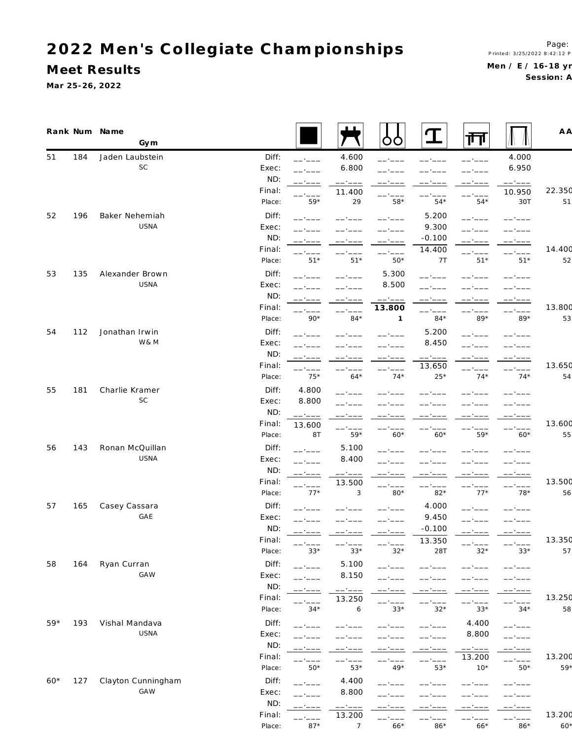# 2022 Men's Collegiate Championships

## Meet Results

Mar 25-26, 2022

Printed: 3/25/2022 8:42:12 P

Men / E / 16-18 yr
Session: A

| Rank | Num | Name / Gym | | Floor | Pommel Horse | Rings | Vault | Parallel Bars | High Bar | AA |
|---|---|---|---|---|---|---|---|---|---|---|
| 51 | 184 | Jaden Laubstein | Diff: | __.___ | 4.600 | __.___ | __.___ | __.___ | 4.000 | |
| | | SC | Exec: | __.___ | 6.800 | __.___ | __.___ | __.___ | 6.950 | |
| | | | ND: | __.___ | __.___ | __.___ | __.___ | __.___ | __.___ | |
| | | | Final: | __.___ | 11.400 | __.___ | __.___ | __.___ | 10.950 | 22.350 |
| | | | Place: | 59* | 29 | 58* | 54* | 54* | 30T | 51 |
| 52 | 196 | Baker Nehemiah | Diff: | __.___ | __.___ | __.___ | 5.200 | __.___ | __.___ | |
| | | USNA | Exec: | __.___ | __.___ | __.___ | 9.300 | __.___ | __.___ | |
| | | | ND: | __.___ | __.___ | __.___ | -0.100 | __.___ | __.___ | |
| | | | Final: | __.___ | __.___ | __.___ | 14.400 | __.___ | __.___ | 14.400 |
| | | | Place: | 51* | 51* | 50* | 7T | 51* | 51* | 52 |
| 53 | 135 | Alexander Brown | Diff: | __.___ | __.___ | 5.300 | __.___ | __.___ | __.___ | |
| | | USNA | Exec: | __.___ | __.___ | 8.500 | __.___ | __.___ | __.___ | |
| | | | ND: | __.___ | __.___ | __.___ | __.___ | __.___ | __.___ | |
| | | | Final: | __.___ | __.___ | **13.800** | __.___ | __.___ | __.___ | 13.800 |
| | | | Place: | 90* | 84* | **1** | 84* | 89* | 89* | 53 |
| 54 | 112 | Jonathan Irwin | Diff: | __.___ | __.___ | __.___ | 5.200 | __.___ | __.___ | |
| | | W& M | Exec: | __.___ | __.___ | __.___ | 8.450 | __.___ | __.___ | |
| | | | ND: | __.___ | __.___ | __.___ | __.___ | __.___ | __.___ | |
| | | | Final: | __.___ | __.___ | __.___ | 13.650 | __.___ | __.___ | 13.650 |
| | | | Place: | 75* | 64* | 74* | 25* | 74* | 74* | 54 |
| 55 | 181 | Charlie Kramer | Diff: | 4.800 | __.___ | __.___ | __.___ | __.___ | __.___ | |
| | | SC | Exec: | 8.800 | __.___ | __.___ | __.___ | __.___ | __.___ | |
| | | | ND: | __.___ | __.___ | __.___ | __.___ | __.___ | __.___ | |
| | | | Final: | 13.600 | __.___ | __.___ | __.___ | __.___ | __.___ | 13.600 |
| | | | Place: | 8T | 59* | 60* | 60* | 59* | 60* | 55 |
| 56 | 143 | Ronan McQuillan | Diff: | __.___ | 5.100 | __.___ | __.___ | __.___ | __.___ | |
| | | USNA | Exec: | __.___ | 8.400 | __.___ | __.___ | __.___ | __.___ | |
| | | | ND: | __.___ | __.___ | __.___ | __.___ | __.___ | __.___ | |
| | | | Final: | __.___ | 13.500 | __.___ | __.___ | __.___ | __.___ | 13.500 |
| | | | Place: | 77* | 3 | 80* | 82* | 77* | 78* | 56 |
| 57 | 165 | Casey Cassara | Diff: | __.___ | __.___ | __.___ | 4.000 | __.___ | __.___ | |
| | | GAE | Exec: | __.___ | __.___ | __.___ | 9.450 | __.___ | __.___ | |
| | | | ND: | __.___ | __.___ | __.___ | -0.100 | __.___ | __.___ | |
| | | | Final: | __.___ | __.___ | __.___ | 13.350 | __.___ | __.___ | 13.350 |
| | | | Place: | 33* | 33* | 32* | 28T | 32* | 33* | 57 |
| 58 | 164 | Ryan Curran | Diff: | __.___ | 5.100 | __.___ | __.___ | __.___ | __.___ | |
| | | GAW | Exec: | __.___ | 8.150 | __.___ | __.___ | __.___ | __.___ | |
| | | | ND: | __.___ | __.___ | __.___ | __.___ | __.___ | __.___ | |
| | | | Final: | __.___ | 13.250 | __.___ | __.___ | __.___ | __.___ | 13.250 |
| | | | Place: | 34* | 6 | 33* | 32* | 33* | 34* | 58 |
| 59* | 193 | Vishal Mandava | Diff: | __.___ | __.___ | __.___ | __.___ | 4.400 | __.___ | |
| | | USNA | Exec: | __.___ | __.___ | __.___ | __.___ | 8.800 | __.___ | |
| | | | ND: | __.___ | __.___ | __.___ | __.___ | __.___ | __.___ | |
| | | | Final: | __.___ | __.___ | __.___ | __.___ | 13.200 | __.___ | 13.200 |
| | | | Place: | 50* | 53* | 49* | 53* | 10* | 50* | 59* |
| 60* | 127 | Clayton Cunningham | Diff: | __.___ | 4.400 | __.___ | __.___ | __.___ | __.___ | |
| | | GAW | Exec: | __.___ | 8.800 | __.___ | __.___ | __.___ | __.___ | |
| | | | ND: | __.___ | __.___ | __.___ | __.___ | __.___ | __.___ | |
| | | | Final: | __.___ | 13.200 | __.___ | __.___ | __.___ | __.___ | 13.200 |
| | | | Place: | 87* | 7 | 66* | 86* | 66* | 86* | 60* |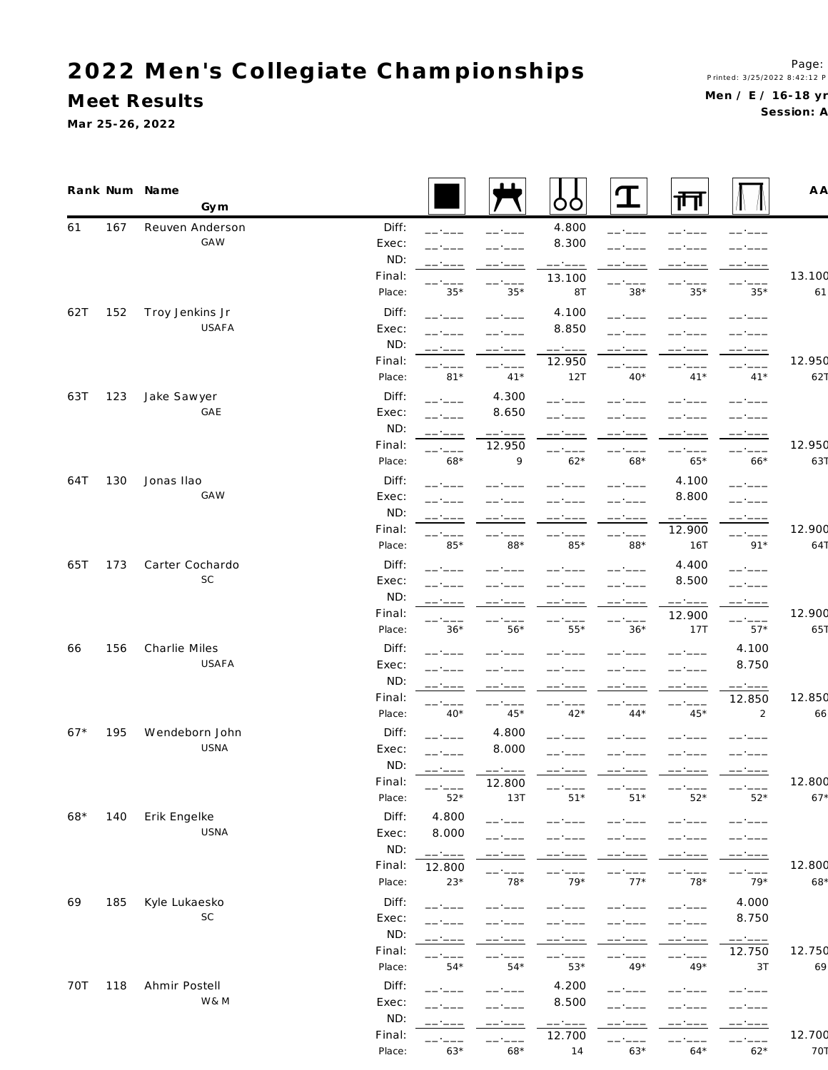# 2022 Men's Collegiate Championships

## Meet Results

Mar 25-26, 2022

Printed: 3/25/2022 8:42:12 P

**Men / E / 16-18 yr**

**Session: A**

| Rank | Num | Name / Gym | | Floor | Pommel Horse | Rings | Vault | Parallel Bars | High Bar | AA |
|---|---|---|---|---|---|---|---|---|---|---|
| 61 | 167 | Reuven Anderson | Diff: | __.___ | __.___ | 4.800 | __.___ | __.___ | __.___ | |
| | | GAW | Exec: | __.___ | __.___ | 8.300 | __.___ | __.___ | __.___ | |
| | | | ND: | __.___ | __.___ | __.___ | __.___ | __.___ | __.___ | |
| | | | Final: | __.___ | __.___ | 13.100 | __.___ | __.___ | __.___ | 13.100 |
| | | | Place: | 35* | 35* | 8T | 38* | 35* | 35* | 61 |
| 62T | 152 | Troy Jenkins Jr | Diff: | __.___ | __.___ | 4.100 | __.___ | __.___ | __.___ | |
| | | USAFA | Exec: | __.___ | __.___ | 8.850 | __.___ | __.___ | __.___ | |
| | | | ND: | __.___ | __.___ | __.___ | __.___ | __.___ | __.___ | |
| | | | Final: | __.___ | __.___ | 12.950 | __.___ | __.___ | __.___ | 12.950 |
| | | | Place: | 81* | 41* | 12T | 40* | 41* | 41* | 62T |
| 63T | 123 | Jake Sawyer | Diff: | __.___ | 4.300 | __.___ | __.___ | __.___ | __.___ | |
| | | GAE | Exec: | __.___ | 8.650 | __.___ | __.___ | __.___ | __.___ | |
| | | | ND: | __.___ | __.___ | __.___ | __.___ | __.___ | __.___ | |
| | | | Final: | __.___ | 12.950 | __.___ | __.___ | __.___ | __.___ | 12.950 |
| | | | Place: | 68* | 9 | 62* | 68* | 65* | 66* | 63T |
| 64T | 130 | Jonas Ilao | Diff: | __.___ | __.___ | __.___ | __.___ | 4.100 | __.___ | |
| | | GAW | Exec: | __.___ | __.___ | __.___ | __.___ | 8.800 | __.___ | |
| | | | ND: | __.___ | __.___ | __.___ | __.___ | __.___ | __.___ | |
| | | | Final: | __.___ | __.___ | __.___ | __.___ | 12.900 | __.___ | 12.900 |
| | | | Place: | 85* | 88* | 85* | 88* | 16T | 91* | 64T |
| 65T | 173 | Carter Cochardo | Diff: | __.___ | __.___ | __.___ | __.___ | 4.400 | __.___ | |
| | | SC | Exec: | __.___ | __.___ | __.___ | __.___ | 8.500 | __.___ | |
| | | | ND: | __.___ | __.___ | __.___ | __.___ | __.___ | __.___ | |
| | | | Final: | __.___ | __.___ | __.___ | __.___ | 12.900 | __.___ | 12.900 |
| | | | Place: | 36* | 56* | 55* | 36* | 17T | 57* | 65T |
| 66 | 156 | Charlie Miles | Diff: | __.___ | __.___ | __.___ | __.___ | __.___ | 4.100 | |
| | | USAFA | Exec: | __.___ | __.___ | __.___ | __.___ | __.___ | 8.750 | |
| | | | ND: | __.___ | __.___ | __.___ | __.___ | __.___ | __.___ | |
| | | | Final: | __.___ | __.___ | __.___ | __.___ | __.___ | 12.850 | 12.850 |
| | | | Place: | 40* | 45* | 42* | 44* | 45* | 2 | 66 |
| 67* | 195 | Wendeborn John | Diff: | __.___ | 4.800 | __.___ | __.___ | __.___ | __.___ | |
| | | USNA | Exec: | __.___ | 8.000 | __.___ | __.___ | __.___ | __.___ | |
| | | | ND: | __.___ | __.___ | __.___ | __.___ | __.___ | __.___ | |
| | | | Final: | __.___ | 12.800 | __.___ | __.___ | __.___ | __.___ | 12.800 |
| | | | Place: | 52* | 13T | 51* | 51* | 52* | 52* | 67* |
| 68* | 140 | Erik Engelke | Diff: | 4.800 | __.___ | __.___ | __.___ | __.___ | __.___ | |
| | | USNA | Exec: | 8.000 | __.___ | __.___ | __.___ | __.___ | __.___ | |
| | | | ND: | __.___ | __.___ | __.___ | __.___ | __.___ | __.___ | |
| | | | Final: | 12.800 | __.___ | __.___ | __.___ | __.___ | __.___ | 12.800 |
| | | | Place: | 23* | 78* | 79* | 77* | 78* | 79* | 68* |
| 69 | 185 | Kyle Lukaesko | Diff: | __.___ | __.___ | __.___ | __.___ | __.___ | 4.000 | |
| | | SC | Exec: | __.___ | __.___ | __.___ | __.___ | __.___ | 8.750 | |
| | | | ND: | __.___ | __.___ | __.___ | __.___ | __.___ | __.___ | |
| | | | Final: | __.___ | __.___ | __.___ | __.___ | __.___ | 12.750 | 12.750 |
| | | | Place: | 54* | 54* | 53* | 49* | 49* | 3T | 69 |
| 70T | 118 | Ahmir Postell | Diff: | __.___ | __.___ | 4.200 | __.___ | __.___ | __.___ | |
| | | W&M | Exec: | __.___ | __.___ | 8.500 | __.___ | __.___ | __.___ | |
| | | | ND: | __.___ | __.___ | __.___ | __.___ | __.___ | __.___ | |
| | | | Final: | __.___ | __.___ | 12.700 | __.___ | __.___ | __.___ | 12.700 |
| | | | Place: | 63* | 68* | 14 | 63* | 64* | 62* | 70T |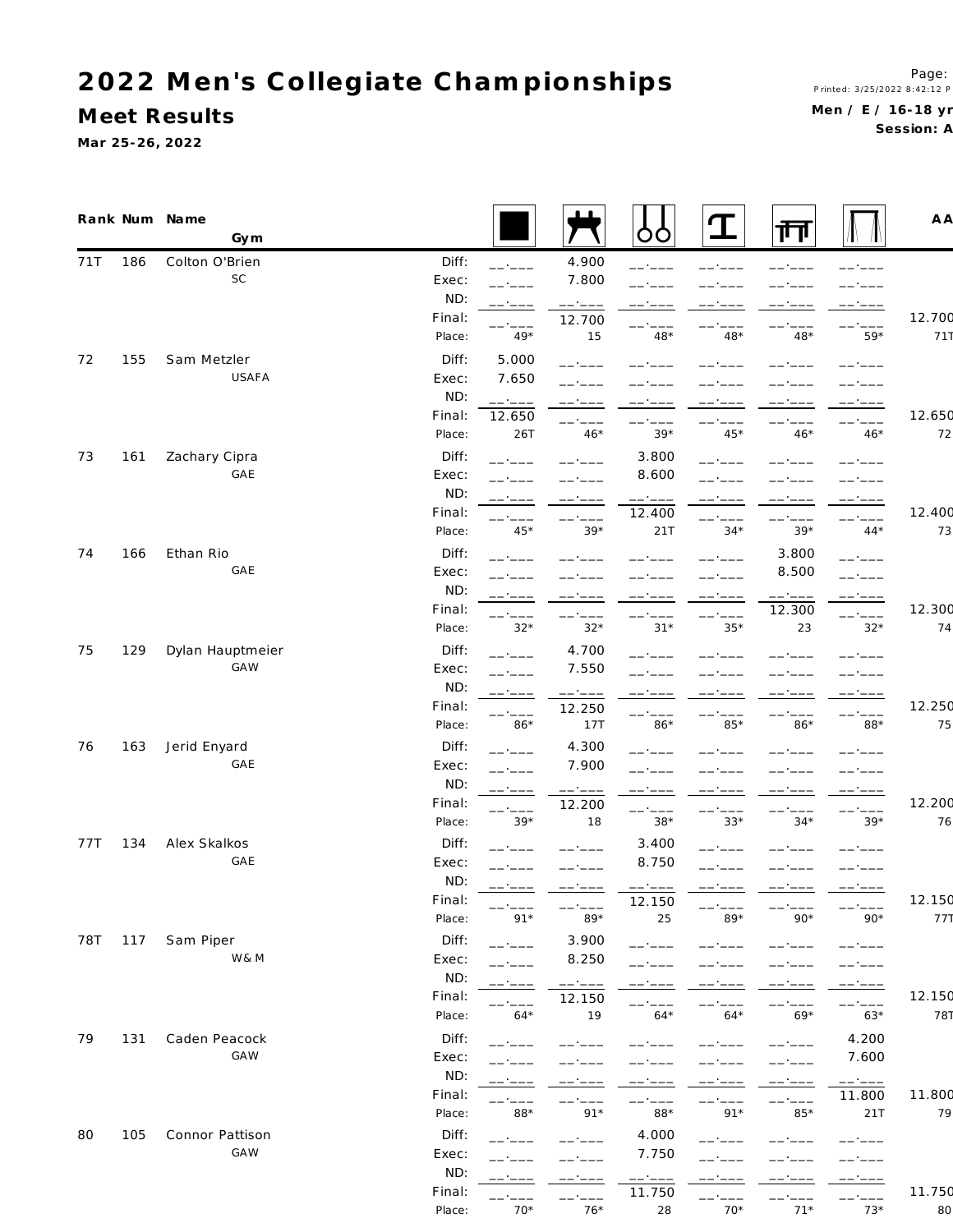# 2022 Men's Collegiate Championships

## Meet Results

Mar 25-26, 2022

Men / E / 16-18 yr
Session: A

| Rank | Num | Name / Gym | | Floor | Pommel Horse | Rings | Vault | Parallel Bars | High Bar | AA |
|---|---|---|---|---|---|---|---|---|---|---|
| 71T | 186 | Colton O'Brien | Diff: | __.___ | 4.900 | __.___ | __.___ | __.___ | __.___ | |
| | | SC | Exec: | __.___ | 7.800 | __.___ | __.___ | __.___ | __.___ | |
| | | | ND: | __.___ | __.___ | __.___ | __.___ | __.___ | __.___ | |
| | | | Final: | __.___ | 12.700 | __.___ | __.___ | __.___ | __.___ | 12.700 |
| | | | Place: | 49* | 15 | 48* | 48* | 48* | 59* | 71T |
| 72 | 155 | Sam Metzler | Diff: | 5.000 | __.___ | __.___ | __.___ | __.___ | __.___ | |
| | | USAFA | Exec: | 7.650 | __.___ | __.___ | __.___ | __.___ | __.___ | |
| | | | ND: | __.___ | __.___ | __.___ | __.___ | __.___ | __.___ | |
| | | | Final: | 12.650 | __.___ | __.___ | __.___ | __.___ | __.___ | 12.650 |
| | | | Place: | 26T | 46* | 39* | 45* | 46* | 46* | 72 |
| 73 | 161 | Zachary Cipra | Diff: | __.___ | __.___ | 3.800 | __.___ | __.___ | __.___ | |
| | | GAE | Exec: | __.___ | __.___ | 8.600 | __.___ | __.___ | __.___ | |
| | | | ND: | __.___ | __.___ | __.___ | __.___ | __.___ | __.___ | |
| | | | Final: | __.___ | __.___ | 12.400 | __.___ | __.___ | __.___ | 12.400 |
| | | | Place: | 45* | 39* | 21T | 34* | 39* | 44* | 73 |
| 74 | 166 | Ethan Rio | Diff: | __.___ | __.___ | __.___ | __.___ | 3.800 | __.___ | |
| | | GAE | Exec: | __.___ | __.___ | __.___ | __.___ | 8.500 | __.___ | |
| | | | ND: | __.___ | __.___ | __.___ | __.___ | __.___ | __.___ | |
| | | | Final: | __.___ | __.___ | __.___ | __.___ | 12.300 | __.___ | 12.300 |
| | | | Place: | 32* | 32* | 31* | 35* | 23 | 32* | 74 |
| 75 | 129 | Dylan Hauptmeier | Diff: | __.___ | 4.700 | __.___ | __.___ | __.___ | __.___ | |
| | | GAW | Exec: | __.___ | 7.550 | __.___ | __.___ | __.___ | __.___ | |
| | | | ND: | __.___ | __.___ | __.___ | __.___ | __.___ | __.___ | |
| | | | Final: | __.___ | 12.250 | __.___ | __.___ | __.___ | __.___ | 12.250 |
| | | | Place: | 86* | 17T | 86* | 85* | 86* | 88* | 75 |
| 76 | 163 | Jerid Enyard | Diff: | __.___ | 4.300 | __.___ | __.___ | __.___ | __.___ | |
| | | GAE | Exec: | __.___ | 7.900 | __.___ | __.___ | __.___ | __.___ | |
| | | | ND: | __.___ | __.___ | __.___ | __.___ | __.___ | __.___ | |
| | | | Final: | __.___ | 12.200 | __.___ | __.___ | __.___ | __.___ | 12.200 |
| | | | Place: | 39* | 18 | 38* | 33* | 34* | 39* | 76 |
| 77T | 134 | Alex Skalkos | Diff: | __.___ | __.___ | 3.400 | __.___ | __.___ | __.___ | |
| | | GAE | Exec: | __.___ | __.___ | 8.750 | __.___ | __.___ | __.___ | |
| | | | ND: | __.___ | __.___ | __.___ | __.___ | __.___ | __.___ | |
| | | | Final: | __.___ | __.___ | 12.150 | __.___ | __.___ | __.___ | 12.150 |
| | | | Place: | 91* | 89* | 25 | 89* | 90* | 90* | 77T |
| 78T | 117 | Sam Piper | Diff: | __.___ | 3.900 | __.___ | __.___ | __.___ | __.___ | |
| | | W& M | Exec: | __.___ | 8.250 | __.___ | __.___ | __.___ | __.___ | |
| | | | ND: | __.___ | __.___ | __.___ | __.___ | __.___ | __.___ | |
| | | | Final: | __.___ | 12.150 | __.___ | __.___ | __.___ | __.___ | 12.150 |
| | | | Place: | 64* | 19 | 64* | 64* | 69* | 63* | 78T |
| 79 | 131 | Caden Peacock | Diff: | __.___ | __.___ | __.___ | __.___ | __.___ | 4.200 | |
| | | GAW | Exec: | __.___ | __.___ | __.___ | __.___ | __.___ | 7.600 | |
| | | | ND: | __.___ | __.___ | __.___ | __.___ | __.___ | __.___ | |
| | | | Final: | __.___ | __.___ | __.___ | __.___ | __.___ | 11.800 | 11.800 |
| | | | Place: | 88* | 91* | 88* | 91* | 85* | 21T | 79 |
| 80 | 105 | Connor Pattison | Diff: | __.___ | __.___ | 4.000 | __.___ | __.___ | __.___ | |
| | | GAW | Exec: | __.___ | __.___ | 7.750 | __.___ | __.___ | __.___ | |
| | | | ND: | __.___ | __.___ | __.___ | __.___ | __.___ | __.___ | |
| | | | Final: | __.___ | __.___ | 11.750 | __.___ | __.___ | __.___ | 11.750 |
| | | | Place: | 70* | 76* | 28 | 70* | 71* | 73* | 80 |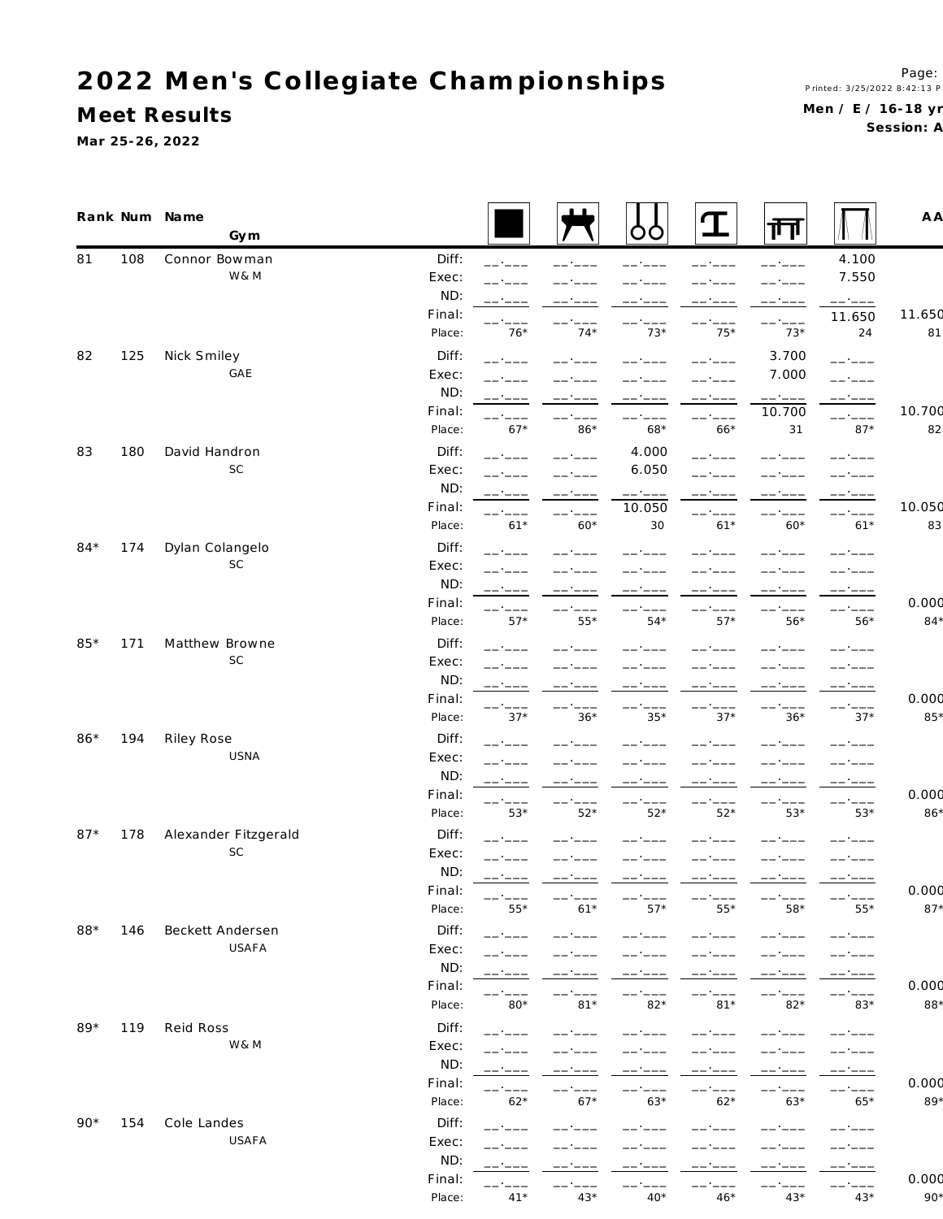# 2022 Men's Collegiate Championships

## Meet Results

Mar 25-26, 2022

Men / E / 16-18 yr
Session: A

| Rank | Num | Name / Gym | | Floor | Pommel Horse | Rings | Vault | Parallel Bars | High Bar | AA |
|---|---|---|---|---|---|---|---|---|---|---|
| 81 | 108 | Connor Bowman | Diff: | __.___ | __.___ | __.___ | __.___ | __.___ | 4.100 | |
| | | W& M | Exec: | __.___ | __.___ | __.___ | __.___ | __.___ | 7.550 | |
| | | | ND: | __.___ | __.___ | __.___ | __.___ | __.___ | __.___ | |
| | | | Final: | __.___ | __.___ | __.___ | __.___ | __.___ | 11.650 | 11.650 |
| | | | Place: | 76* | 74* | 73* | 75* | 73* | 24 | 81 |
| 82 | 125 | Nick Smiley | Diff: | __.___ | __.___ | __.___ | __.___ | 3.700 | __.___ | |
| | | GAE | Exec: | __.___ | __.___ | __.___ | __.___ | 7.000 | __.___ | |
| | | | ND: | __.___ | __.___ | __.___ | __.___ | __.___ | __.___ | |
| | | | Final: | __.___ | __.___ | __.___ | __.___ | 10.700 | __.___ | 10.700 |
| | | | Place: | 67* | 86* | 68* | 66* | 31 | 87* | 82 |
| 83 | 180 | David Handron | Diff: | __.___ | __.___ | 4.000 | __.___ | __.___ | __.___ | |
| | | SC | Exec: | __.___ | __.___ | 6.050 | __.___ | __.___ | __.___ | |
| | | | ND: | __.___ | __.___ | __.___ | __.___ | __.___ | __.___ | |
| | | | Final: | __.___ | __.___ | 10.050 | __.___ | __.___ | __.___ | 10.050 |
| | | | Place: | 61* | 60* | 30 | 61* | 60* | 61* | 83 |
| 84* | 174 | Dylan Colangelo | Diff: | __.___ | __.___ | __.___ | __.___ | __.___ | __.___ | |
| | | SC | Exec: | __.___ | __.___ | __.___ | __.___ | __.___ | __.___ | |
| | | | ND: | __.___ | __.___ | __.___ | __.___ | __.___ | __.___ | |
| | | | Final: | __.___ | __.___ | __.___ | __.___ | __.___ | __.___ | 0.000 |
| | | | Place: | 57* | 55* | 54* | 57* | 56* | 56* | 84* |
| 85* | 171 | Matthew Browne | Diff: | __.___ | __.___ | __.___ | __.___ | __.___ | __.___ | |
| | | SC | Exec: | __.___ | __.___ | __.___ | __.___ | __.___ | __.___ | |
| | | | ND: | __.___ | __.___ | __.___ | __.___ | __.___ | __.___ | |
| | | | Final: | __.___ | __.___ | __.___ | __.___ | __.___ | __.___ | 0.000 |
| | | | Place: | 37* | 36* | 35* | 37* | 36* | 37* | 85* |
| 86* | 194 | Riley Rose | Diff: | __.___ | __.___ | __.___ | __.___ | __.___ | __.___ | |
| | | USNA | Exec: | __.___ | __.___ | __.___ | __.___ | __.___ | __.___ | |
| | | | ND: | __.___ | __.___ | __.___ | __.___ | __.___ | __.___ | |
| | | | Final: | __.___ | __.___ | __.___ | __.___ | __.___ | __.___ | 0.000 |
| | | | Place: | 53* | 52* | 52* | 52* | 53* | 53* | 86* |
| 87* | 178 | Alexander Fitzgerald | Diff: | __.___ | __.___ | __.___ | __.___ | __.___ | __.___ | |
| | | SC | Exec: | __.___ | __.___ | __.___ | __.___ | __.___ | __.___ | |
| | | | ND: | __.___ | __.___ | __.___ | __.___ | __.___ | __.___ | |
| | | | Final: | __.___ | __.___ | __.___ | __.___ | __.___ | __.___ | 0.000 |
| | | | Place: | 55* | 61* | 57* | 55* | 58* | 55* | 87* |
| 88* | 146 | Beckett Andersen | Diff: | __.___ | __.___ | __.___ | __.___ | __.___ | __.___ | |
| | | USAFA | Exec: | __.___ | __.___ | __.___ | __.___ | __.___ | __.___ | |
| | | | ND: | __.___ | __.___ | __.___ | __.___ | __.___ | __.___ | |
| | | | Final: | __.___ | __.___ | __.___ | __.___ | __.___ | __.___ | 0.000 |
| | | | Place: | 80* | 81* | 82* | 81* | 82* | 83* | 88* |
| 89* | 119 | Reid Ross | Diff: | __.___ | __.___ | __.___ | __.___ | __.___ | __.___ | |
| | | W& M | Exec: | __.___ | __.___ | __.___ | __.___ | __.___ | __.___ | |
| | | | ND: | __.___ | __.___ | __.___ | __.___ | __.___ | __.___ | |
| | | | Final: | __.___ | __.___ | __.___ | __.___ | __.___ | __.___ | 0.000 |
| | | | Place: | 62* | 67* | 63* | 62* | 63* | 65* | 89* |
| 90* | 154 | Cole Landes | Diff: | __.___ | __.___ | __.___ | __.___ | __.___ | __.___ | |
| | | USAFA | Exec: | __.___ | __.___ | __.___ | __.___ | __.___ | __.___ | |
| | | | ND: | __.___ | __.___ | __.___ | __.___ | __.___ | __.___ | |
| | | | Final: | __.___ | __.___ | __.___ | __.___ | __.___ | __.___ | 0.000 |
| | | | Place: | 41* | 43* | 40* | 46* | 43* | 43* | 90* |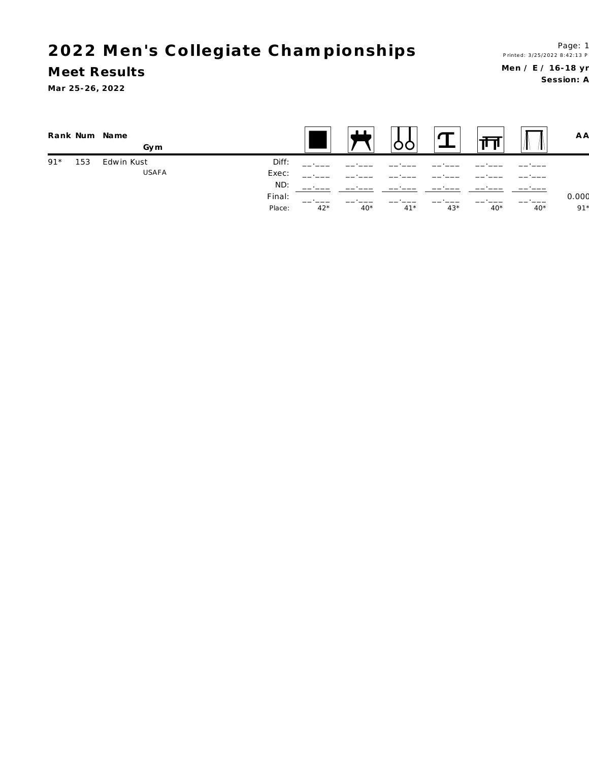# 2022 Men's Collegiate Championships

## Meet Results

Mar 25-26, 2022

Men / E / 16-18 yr
Session: A

| Rank | Num | Name / Gym | | Floor | Pommel Horse | Rings | Vault | Parallel Bars | High Bar | AA |
|---|---|---|---|---|---|---|---|---|---|---|
| 91* | 153 | Edwin Kust | Diff: | __.___ | __.___ | __.___ | __.___ | __.___ | __.___ | |
| | | USAFA | Exec: | __.___ | __.___ | __.___ | __.___ | __.___ | __.___ | |
| | | | ND: | __.___ | __.___ | __.___ | __.___ | __.___ | __.___ | |
| | | | Final: | __.___ | __.___ | __.___ | __.___ | __.___ | __.___ | 0.000 |
| | | | Place: | 42* | 40* | 41* | 43* | 40* | 40* | 91* |